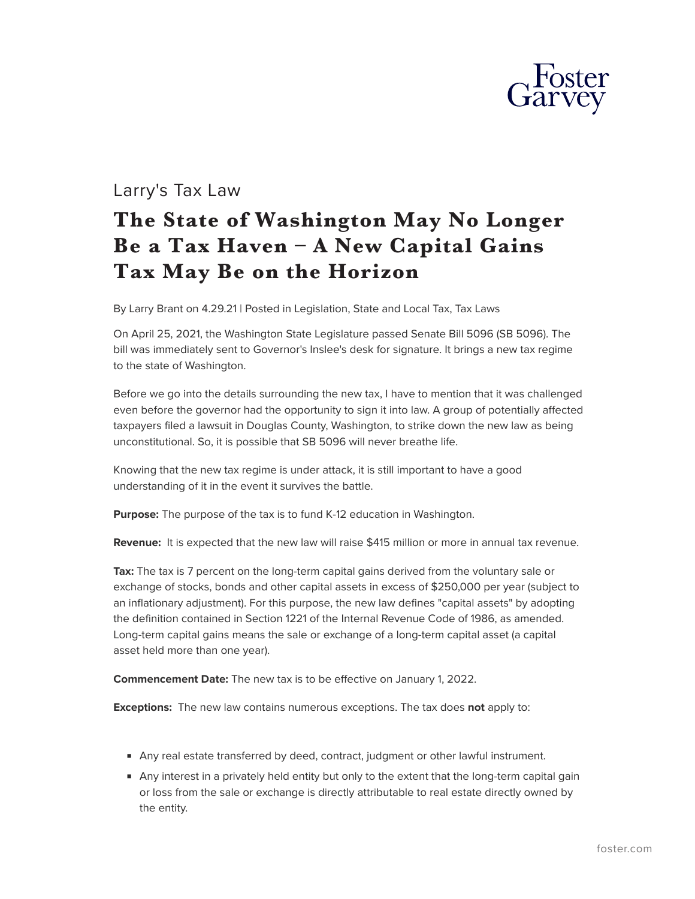Larry's Tax Law

# The State of Washington May No Longer Be a Tax Haven – A New Capital Gains Tax May Be on the Horizon

By Larry Brant on 4.29.21 | Posted in Legislation, State and Local Tax, Tax Laws

On April 25, 2021, the Washington State Legislature passed Senate Bill 5096 (SB 5096). The bill was immediately sent to Governor's Inslee's desk for signature. It brings a new tax regime to the state of Washington.

Before we go into the details surrounding the new tax, I have to mention that it was challenged even before the governor had the opportunity to sign it into law. A group of potentially affected taxpayers filed a lawsuit in Douglas County, Washington, to strike down the new law as being unconstitutional. So, it is possible that SB 5096 will never breathe life.

Knowing that the new tax regime is under attack, it is still important to have a good understanding of it in the event it survives the battle.

**Purpose:** The purpose of the tax is to fund K-12 education in Washington.

**Revenue:** It is expected that the new law will raise $415 million or more in annual tax revenue.

**Tax:** The tax is 7 percent on the long-term capital gains derived from the voluntary sale or exchange of stocks, bonds and other capital assets in excess of $250,000 per year (subject to an inflationary adjustment). For this purpose, the new law defines "capital assets" by adopting the definition contained in Section 1221 of the Internal Revenue Code of 1986, as amended. Long-term capital gains means the sale or exchange of a long-term capital asset (a capital asset held more than one year).

**Commencement Date:** The new tax is to be effective on January 1, 2022.

**Exceptions:** The new law contains numerous exceptions. The tax does **not** apply to:

- Any real estate transferred by deed, contract, judgment or other lawful instrument.
- Any interest in a privately held entity but only to the extent that the long-term capital gain or loss from the sale or exchange is directly attributable to real estate directly owned by the entity.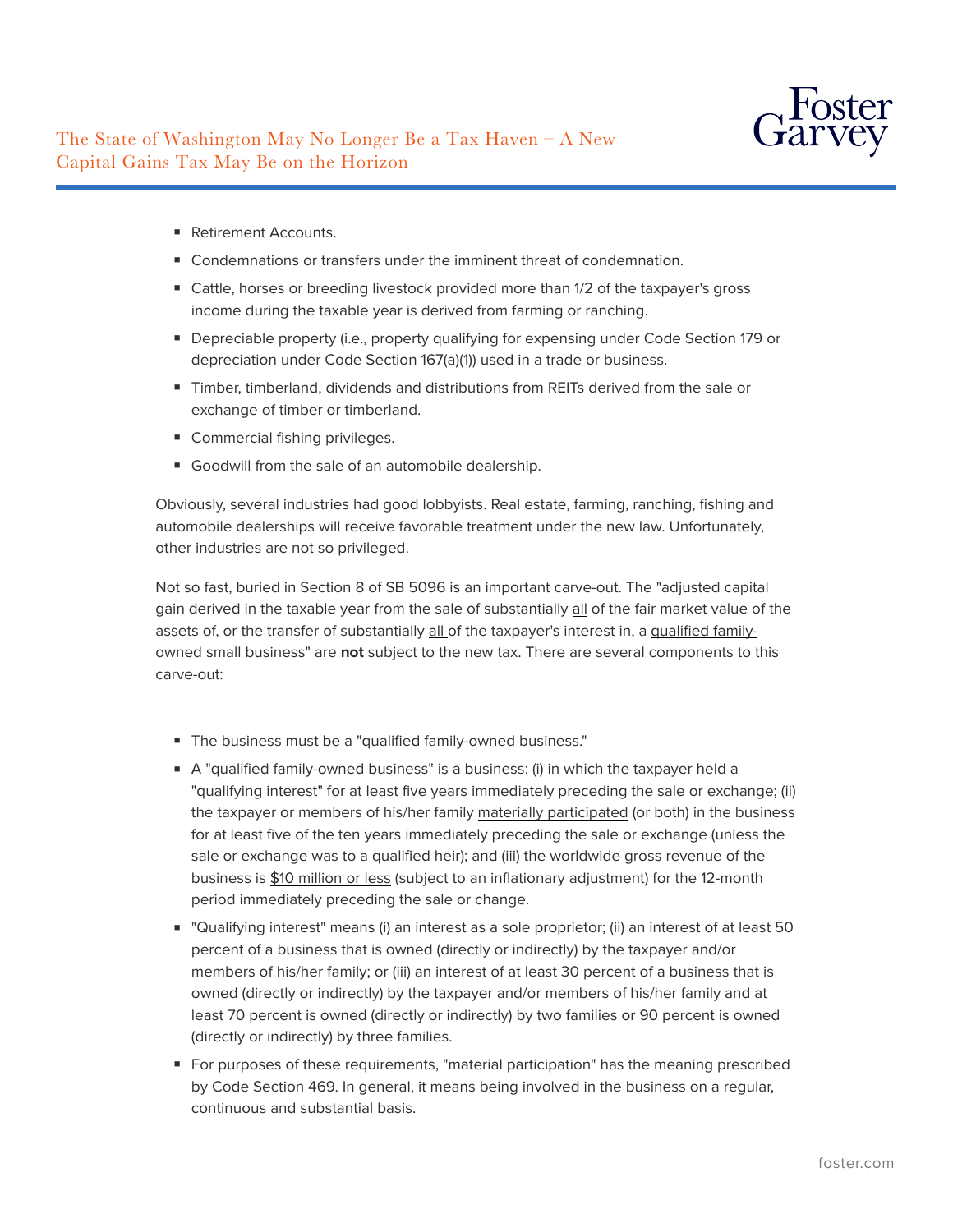- Retirement Accounts.
- Condemnations or transfers under the imminent threat of condemnation.
- Cattle, horses or breeding livestock provided more than 1/2 of the taxpayer's gross income during the taxable year is derived from farming or ranching.
- Depreciable property (i.e., property qualifying for expensing under Code Section 179 or depreciation under Code Section 167(a)(1)) used in a trade or business.
- Timber, timberland, dividends and distributions from REITs derived from the sale or exchange of timber or timberland.
- Commercial fishing privileges.
- Goodwill from the sale of an automobile dealership.

Obviously, several industries had good lobbyists. Real estate, farming, ranching, fishing and automobile dealerships will receive favorable treatment under the new law. Unfortunately, other industries are not so privileged.

Not so fast, buried in Section 8 of SB 5096 is an important carve-out. The "adjusted capital gain derived in the taxable year from the sale of substantially all of the fair market value of the assets of, or the transfer of substantially all of the taxpayer's interest in, a qualified family-owned small business" are **not** subject to the new tax. There are several components to this carve-out:

- The business must be a "qualified family-owned business."
- A "qualified family-owned business" is a business: (i) in which the taxpayer held a "qualifying interest" for at least five years immediately preceding the sale or exchange; (ii) the taxpayer or members of his/her family materially participated (or both) in the business for at least five of the ten years immediately preceding the sale or exchange (unless the sale or exchange was to a qualified heir); and (iii) the worldwide gross revenue of the business is $10 million or less (subject to an inflationary adjustment) for the 12-month period immediately preceding the sale or change.
- "Qualifying interest" means (i) an interest as a sole proprietor; (ii) an interest of at least 50 percent of a business that is owned (directly or indirectly) by the taxpayer and/or members of his/her family; or (iii) an interest of at least 30 percent of a business that is owned (directly or indirectly) by the taxpayer and/or members of his/her family and at least 70 percent is owned (directly or indirectly) by two families or 90 percent is owned (directly or indirectly) by three families.
- For purposes of these requirements, "material participation" has the meaning prescribed by Code Section 469. In general, it means being involved in the business on a regular, continuous and substantial basis.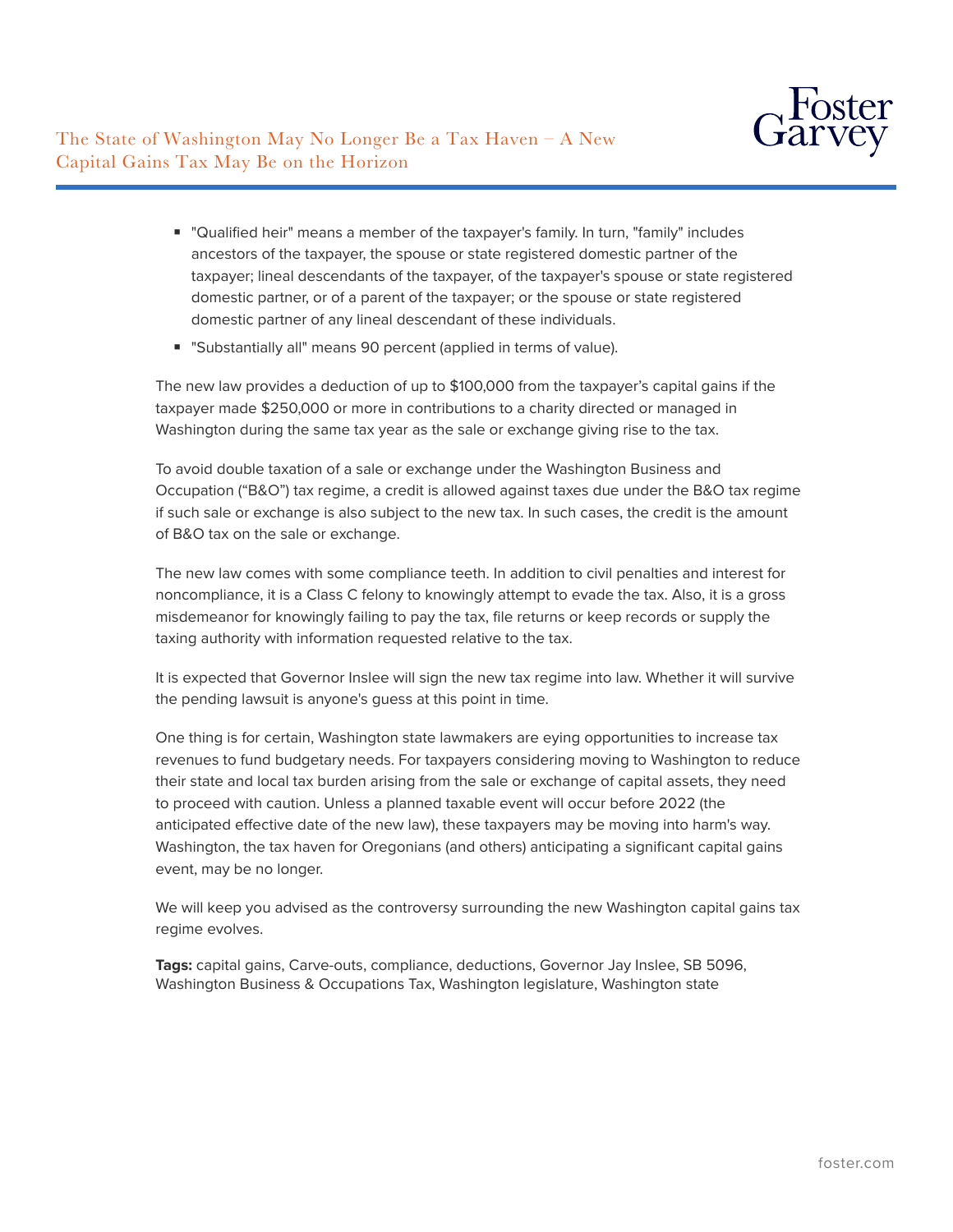- "Qualified heir" means a member of the taxpayer's family. In turn, "family" includes ancestors of the taxpayer, the spouse or state registered domestic partner of the taxpayer; lineal descendants of the taxpayer, of the taxpayer's spouse or state registered domestic partner, or of a parent of the taxpayer; or the spouse or state registered domestic partner of any lineal descendant of these individuals.
- "Substantially all" means 90 percent (applied in terms of value).

The new law provides a deduction of up to $100,000 from the taxpayer's capital gains if the taxpayer made $250,000 or more in contributions to a charity directed or managed in Washington during the same tax year as the sale or exchange giving rise to the tax.

To avoid double taxation of a sale or exchange under the Washington Business and Occupation ("B&O") tax regime, a credit is allowed against taxes due under the B&O tax regime if such sale or exchange is also subject to the new tax. In such cases, the credit is the amount of B&O tax on the sale or exchange.

The new law comes with some compliance teeth. In addition to civil penalties and interest for noncompliance, it is a Class C felony to knowingly attempt to evade the tax. Also, it is a gross misdemeanor for knowingly failing to pay the tax, file returns or keep records or supply the taxing authority with information requested relative to the tax.

It is expected that Governor Inslee will sign the new tax regime into law. Whether it will survive the pending lawsuit is anyone's guess at this point in time.

One thing is for certain, Washington state lawmakers are eying opportunities to increase tax revenues to fund budgetary needs. For taxpayers considering moving to Washington to reduce their state and local tax burden arising from the sale or exchange of capital assets, they need to proceed with caution. Unless a planned taxable event will occur before 2022 (the anticipated effective date of the new law), these taxpayers may be moving into harm's way. Washington, the tax haven for Oregonians (and others) anticipating a significant capital gains event, may be no longer.

We will keep you advised as the controversy surrounding the new Washington capital gains tax regime evolves.

**Tags:** capital gains, Carve-outs, compliance, deductions, Governor Jay Inslee, SB 5096, Washington Business & Occupations Tax, Washington legislature, Washington state